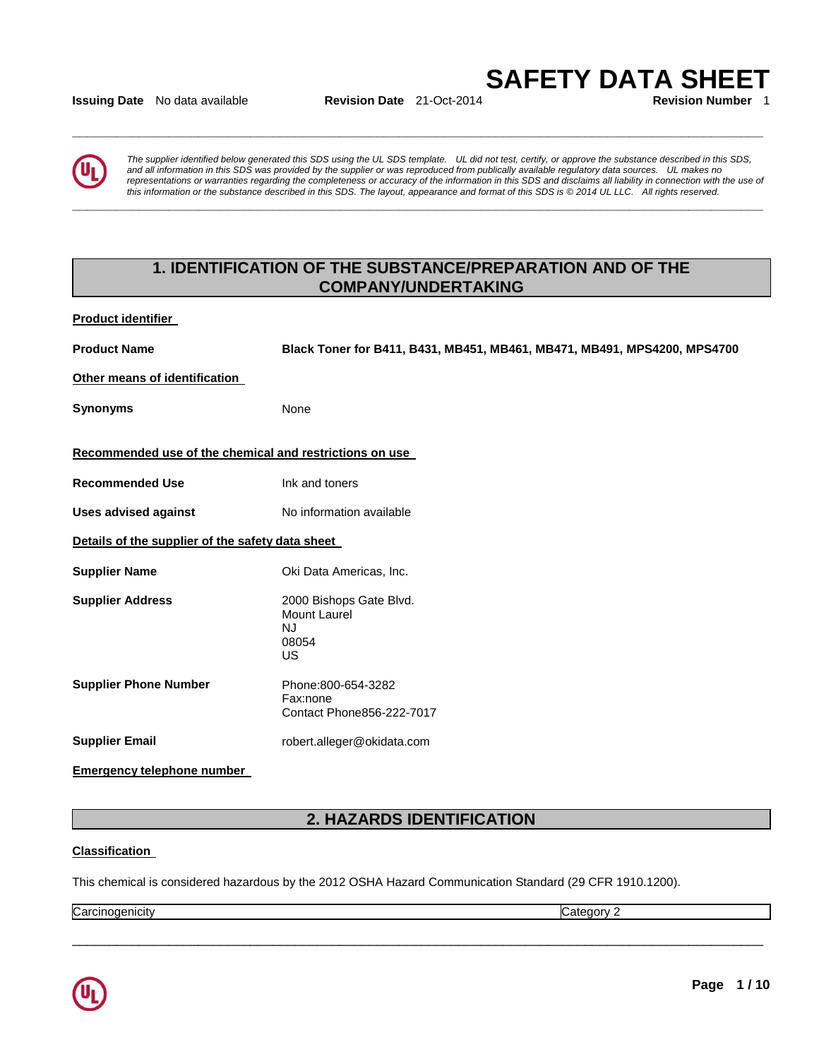# SAFETY DATA SHEET

**Issuing Date** No data available **Revision Date** 21-Oct-2014 **Revision Number** 1

*The supplier identified below generated this SDS using the UL SDS template. UL did not test, certify, or approve the substance described in this SDS, and all information in this SDS was provided by the supplier or was reproduced from publically available regulatory data sources. UL makes no representations or warranties regarding the completeness or accuracy of the information in this SDS and disclaims all liability in connection with the use of this information or the substance described in this SDS. The layout, appearance and format of this SDS is © 2014 UL LLC. All rights reserved.*

## 1. IDENTIFICATION OF THE SUBSTANCE/PREPARATION AND OF THE COMPANY/UNDERTAKING

**Product identifier**

**Product Name** **Black Toner for B411, B431, MB451, MB461, MB471, MB491, MPS4200, MPS4700**

**Other means of identification**

**Synonyms** None

**Recommended use of the chemical and restrictions on use**

**Recommended Use** Ink and toners

**Uses advised against** No information available

**Details of the supplier of the safety data sheet**

**Supplier Name** Oki Data Americas, Inc.

**Supplier Address** 2000 Bishops Gate Blvd.
Mount Laurel
NJ
08054
US

**Supplier Phone Number** Phone:800-654-3282
Fax:none
Contact Phone856-222-7017

**Supplier Email** robert.alleger@okidata.com

**Emergency telephone number**

## 2. HAZARDS IDENTIFICATION

**Classification**

This chemical is considered hazardous by the 2012 OSHA Hazard Communication Standard (29 CFR 1910.1200).

| Carcinogenicity | Category 2 |
|---|---|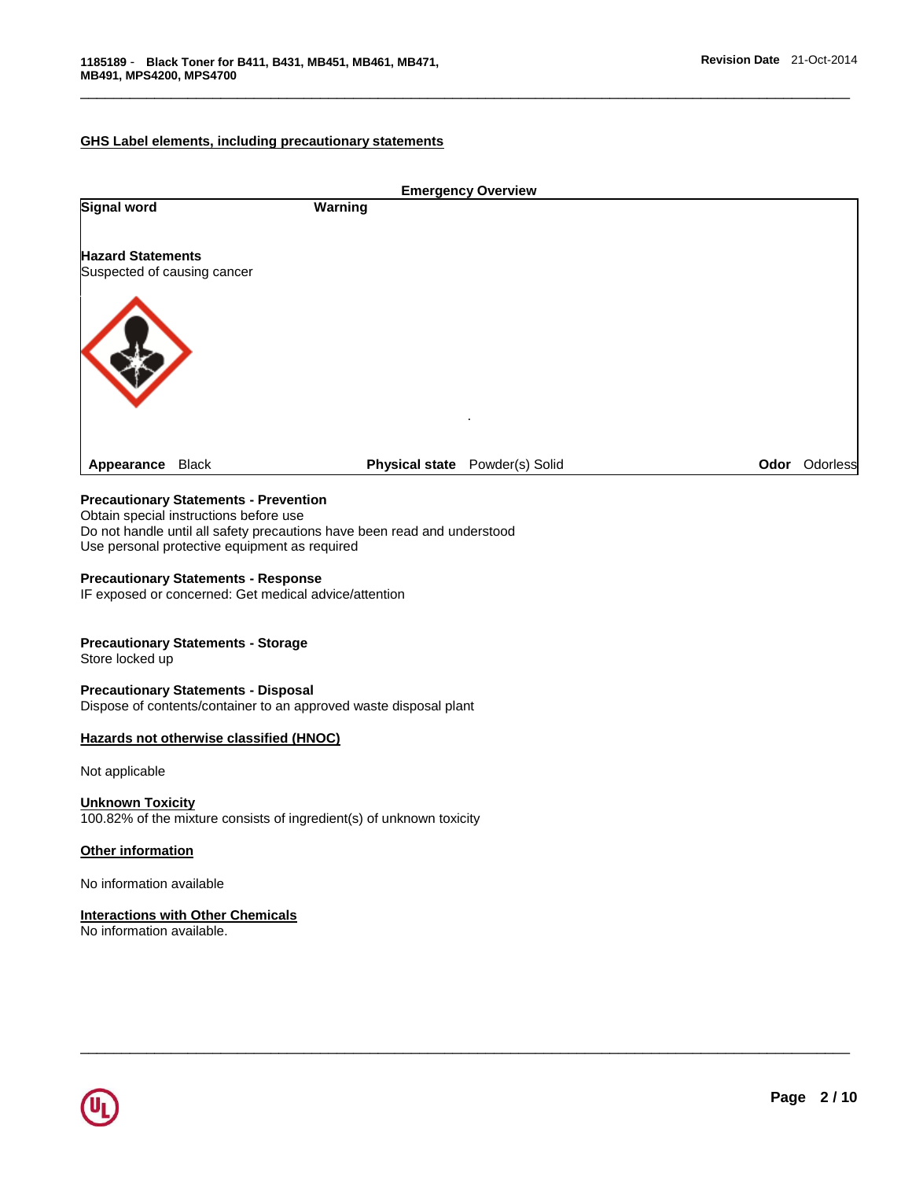## GHS Label elements, including precautionary statements

**Emergency Overview**

**Signal word** **Warning**

**Hazard Statements**
Suspected of causing cancer

**Appearance** Black **Physical state** Powder(s) Solid **Odor** Odorless

**Precautionary Statements - Prevention**
Obtain special instructions before use
Do not handle until all safety precautions have been read and understood
Use personal protective equipment as required

**Precautionary Statements - Response**
IF exposed or concerned: Get medical advice/attention

**Precautionary Statements - Storage**
Store locked up

**Precautionary Statements - Disposal**
Dispose of contents/container to an approved waste disposal plant

## Hazards not otherwise classified (HNOC)

Not applicable

## Unknown Toxicity
100.82% of the mixture consists of ingredient(s) of unknown toxicity

## Other information

No information available

## Interactions with Other Chemicals
No information available.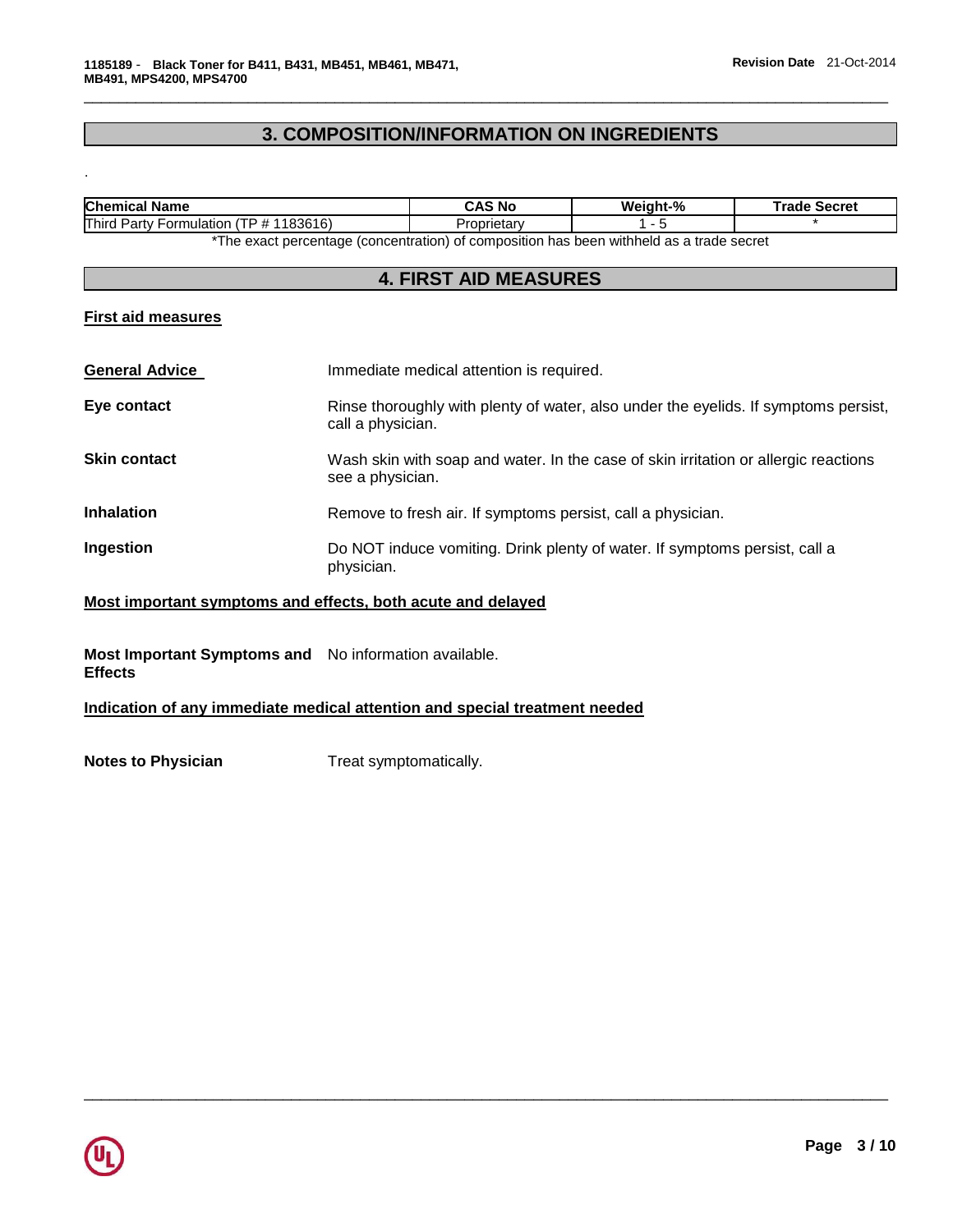## 3. COMPOSITION/INFORMATION ON INGREDIENTS

.

| Chemical Name | CAS No | Weight-% | Trade Secret |
|---|---|---|---|
| Third Party Formulation (TP # 1183616) | Proprietary | 1 - 5 | * |

*The exact percentage (concentration) of composition has been withheld as a trade secret

## 4. FIRST AID MEASURES

### First aid measures

**General Advice**: Immediate medical attention is required.

**Eye contact**: Rinse thoroughly with plenty of water, also under the eyelids. If symptoms persist, call a physician.

**Skin contact**: Wash skin with soap and water. In the case of skin irritation or allergic reactions see a physician.

**Inhalation**: Remove to fresh air. If symptoms persist, call a physician.

**Ingestion**: Do NOT induce vomiting. Drink plenty of water. If symptoms persist, call a physician.

### Most important symptoms and effects, both acute and delayed

**Most Important Symptoms and Effects**: No information available.

### Indication of any immediate medical attention and special treatment needed

**Notes to Physician**: Treat symptomatically.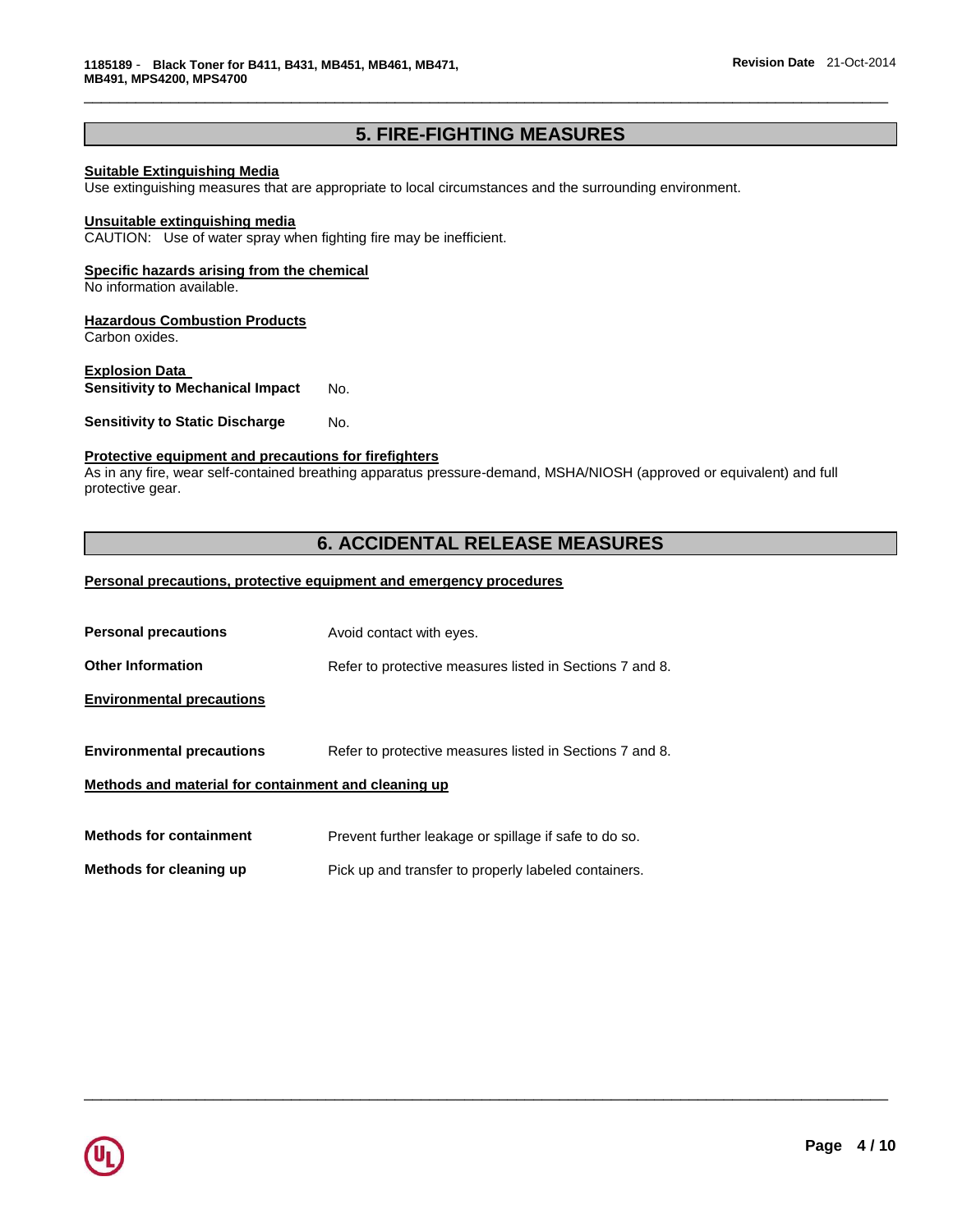## 5. FIRE-FIGHTING MEASURES

**Suitable Extinguishing Media**
Use extinguishing measures that are appropriate to local circumstances and the surrounding environment.

**Unsuitable extinguishing media**
CAUTION: Use of water spray when fighting fire may be inefficient.

**Specific hazards arising from the chemical**
No information available.

**Hazardous Combustion Products**
Carbon oxides.

**Explosion Data**

| | |
|---|---|
| **Sensitivity to Mechanical Impact** | No. |
| **Sensitivity to Static Discharge** | No. |

**Protective equipment and precautions for firefighters**
As in any fire, wear self-contained breathing apparatus pressure-demand, MSHA/NIOSH (approved or equivalent) and full protective gear.

## 6. ACCIDENTAL RELEASE MEASURES

**Personal precautions, protective equipment and emergency procedures**

| | |
|---|---|
| **Personal precautions** | Avoid contact with eyes. |
| **Other Information** | Refer to protective measures listed in Sections 7 and 8. |

**Environmental precautions**

| | |
|---|---|
| **Environmental precautions** | Refer to protective measures listed in Sections 7 and 8. |

**Methods and material for containment and cleaning up**

| | |
|---|---|
| **Methods for containment** | Prevent further leakage or spillage if safe to do so. |
| **Methods for cleaning up** | Pick up and transfer to properly labeled containers. |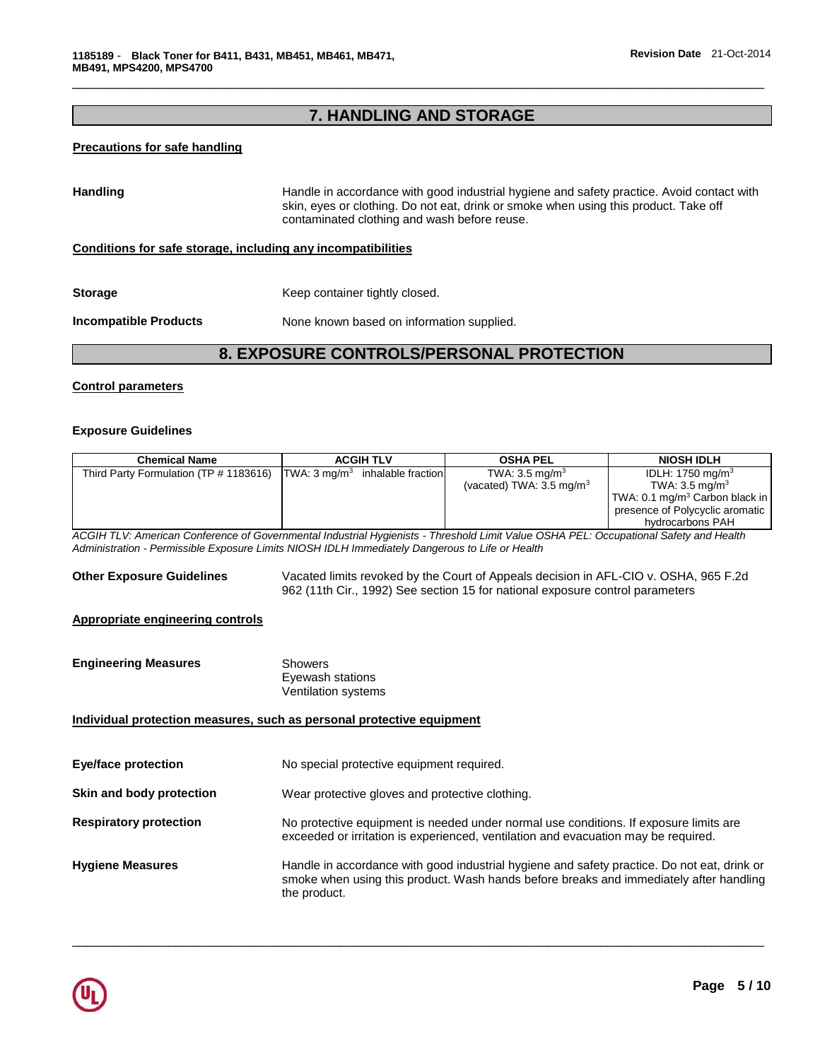## 7. HANDLING AND STORAGE

**Precautions for safe handling**

**Handling** Handle in accordance with good industrial hygiene and safety practice. Avoid contact with skin, eyes or clothing. Do not eat, drink or smoke when using this product. Take off contaminated clothing and wash before reuse.

**Conditions for safe storage, including any incompatibilities**

**Storage** Keep container tightly closed.

**Incompatible Products** None known based on information supplied.

## 8. EXPOSURE CONTROLS/PERSONAL PROTECTION

**Control parameters**

### Exposure Guidelines

| Chemical Name | ACGIH TLV | OSHA PEL | NIOSH IDLH |
|---|---|---|---|
| Third Party Formulation (TP # 1183616) | TWA: 3 mg/m$^3$ inhalable fraction | TWA: 3.5 mg/m$^3$ (vacated) TWA: 3.5 mg/m$^3$ | IDLH: 1750 mg/m$^3$ TWA: 3.5 mg/m$^3$ TWA: 0.1 mg/m$^3$ Carbon black in presence of Polycyclic aromatic hydrocarbons PAH |

*ACGIH TLV: American Conference of Governmental Industrial Hygienists - Threshold Limit Value OSHA PEL: Occupational Safety and Health Administration - Permissible Exposure Limits NIOSH IDLH Immediately Dangerous to Life or Health*

**Other Exposure Guidelines** Vacated limits revoked by the Court of Appeals decision in AFL-CIO v. OSHA, 965 F.2d 962 (11th Cir., 1992) See section 15 for national exposure control parameters

**Appropriate engineering controls**

**Engineering Measures** Showers
Eyewash stations
Ventilation systems

**Individual protection measures, such as personal protective equipment**

**Eye/face protection** No special protective equipment required.

**Skin and body protection** Wear protective gloves and protective clothing.

**Respiratory protection** No protective equipment is needed under normal use conditions. If exposure limits are exceeded or irritation is experienced, ventilation and evacuation may be required.

**Hygiene Measures** Handle in accordance with good industrial hygiene and safety practice. Do not eat, drink or smoke when using this product. Wash hands before breaks and immediately after handling the product.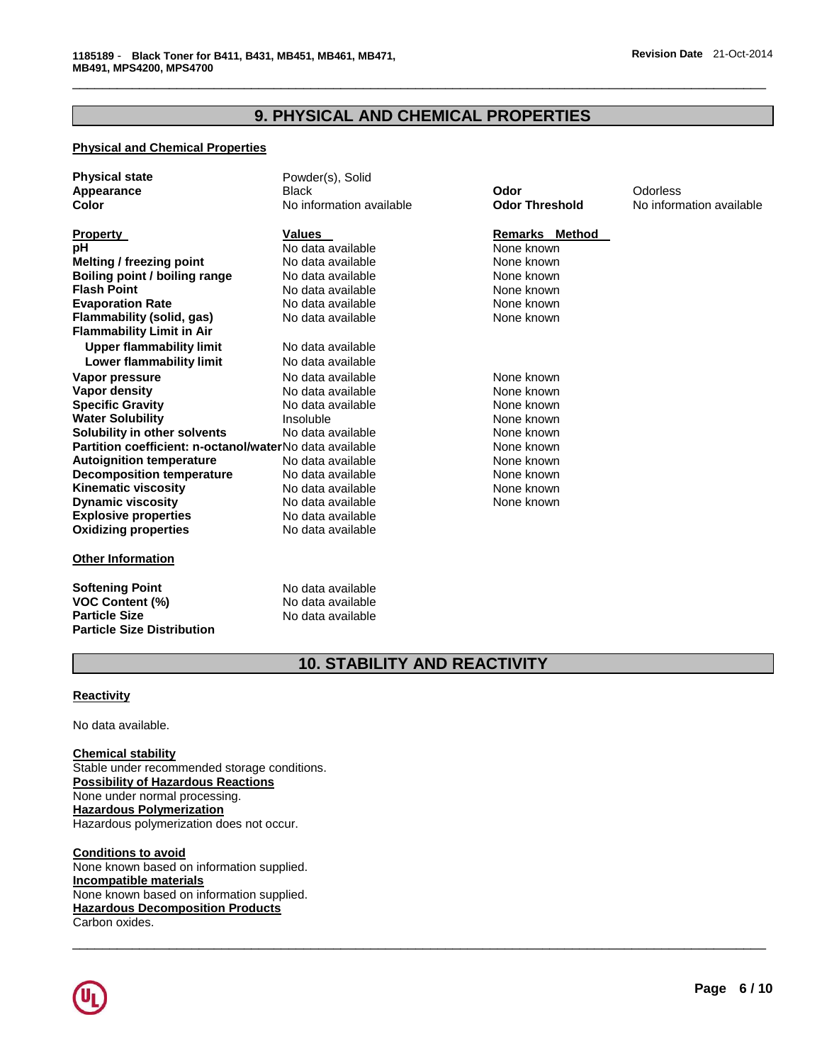## 9. PHYSICAL AND CHEMICAL PROPERTIES

### Physical and Chemical Properties

| | | | |
|---|---|---|---|
| **Physical state** | Powder(s), Solid | | |
| **Appearance** | Black | **Odor** | Odorless |
| **Color** | No information available | **Odor Threshold** | No information available |

| Property | Values | Remarks Method |
|---|---|---|
| **pH** | No data available | None known |
| **Melting / freezing point** | No data available | None known |
| **Boiling point / boiling range** | No data available | None known |
| **Flash Point** | No data available | None known |
| **Evaporation Rate** | No data available | None known |
| **Flammability (solid, gas)** | No data available | None known |
| **Flammability Limit in Air** | | |
| **Upper flammability limit** | No data available | |
| **Lower flammability limit** | No data available | |
| **Vapor pressure** | No data available | None known |
| **Vapor density** | No data available | None known |
| **Specific Gravity** | No data available | None known |
| **Water Solubility** | Insoluble | None known |
| **Solubility in other solvents** | No data available | None known |
| **Partition coefficient: n-octanol/water** | No data available | None known |
| **Autoignition temperature** | No data available | None known |
| **Decomposition temperature** | No data available | None known |
| **Kinematic viscosity** | No data available | None known |
| **Dynamic viscosity** | No data available | None known |
| **Explosive properties** | No data available | |
| **Oxidizing properties** | No data available | |

### Other Information

| | |
|---|---|
| **Softening Point** | No data available |
| **VOC Content (%)** | No data available |
| **Particle Size** | No data available |
| **Particle Size Distribution** | |

## 10. STABILITY AND REACTIVITY

### Reactivity

No data available.

**Chemical stability**
Stable under recommended storage conditions.
**Possibility of Hazardous Reactions**
None under normal processing.
**Hazardous Polymerization**
Hazardous polymerization does not occur.

**Conditions to avoid**
None known based on information supplied.
**Incompatible materials**
None known based on information supplied.
**Hazardous Decomposition Products**
Carbon oxides.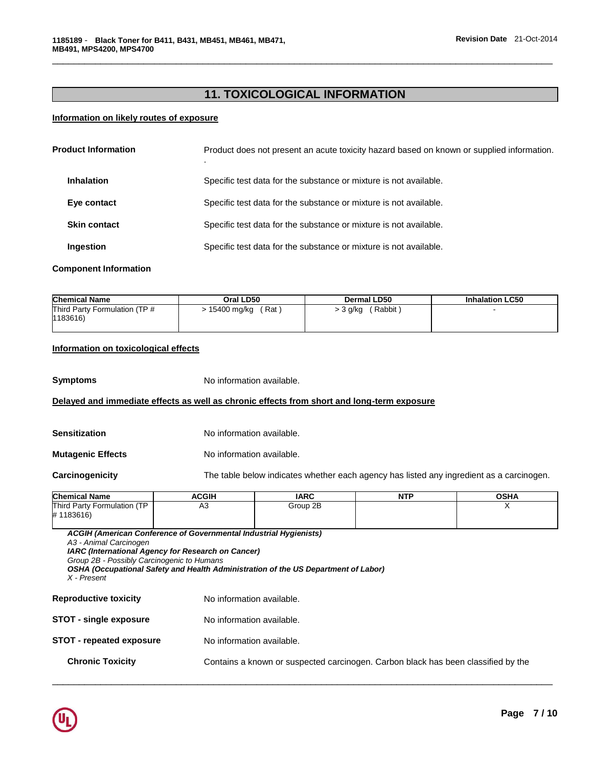## 11. TOXICOLOGICAL INFORMATION

**Information on likely routes of exposure**

**Product Information** Product does not present an acute toxicity hazard based on known or supplied information.
.

**Inhalation** Specific test data for the substance or mixture is not available.

**Eye contact** Specific test data for the substance or mixture is not available.

**Skin contact** Specific test data for the substance or mixture is not available.

**Ingestion** Specific test data for the substance or mixture is not available.

**Component Information**

| Chemical Name | Oral LD50 | Dermal LD50 | Inhalation LC50 |
|---|---|---|---|
| Third Party Formulation (TP # 1183616) | > 15400 mg/kg ( Rat ) | > 3 g/kg ( Rabbit ) | - |

**Information on toxicological effects**

**Symptoms** No information available.

**Delayed and immediate effects as well as chronic effects from short and long-term exposure**

**Sensitization** No information available.

**Mutagenic Effects** No information available.

**Carcinogenicity** The table below indicates whether each agency has listed any ingredient as a carcinogen.

| Chemical Name | ACGIH | IARC | NTP | OSHA |
|---|---|---|---|---|
| Third Party Formulation (TP # 1183616) | A3 | Group 2B | | X |

***ACGIH (American Conference of Governmental Industrial Hygienists)***
*A3 - Animal Carcinogen*
***IARC (International Agency for Research on Cancer)***
*Group 2B - Possibly Carcinogenic to Humans*
***OSHA (Occupational Safety and Health Administration of the US Department of Labor)***
*X - Present*

**Reproductive toxicity** No information available.

**STOT - single exposure** No information available.

**STOT - repeated exposure** No information available.

**Chronic Toxicity** Contains a known or suspected carcinogen. Carbon black has been classified by the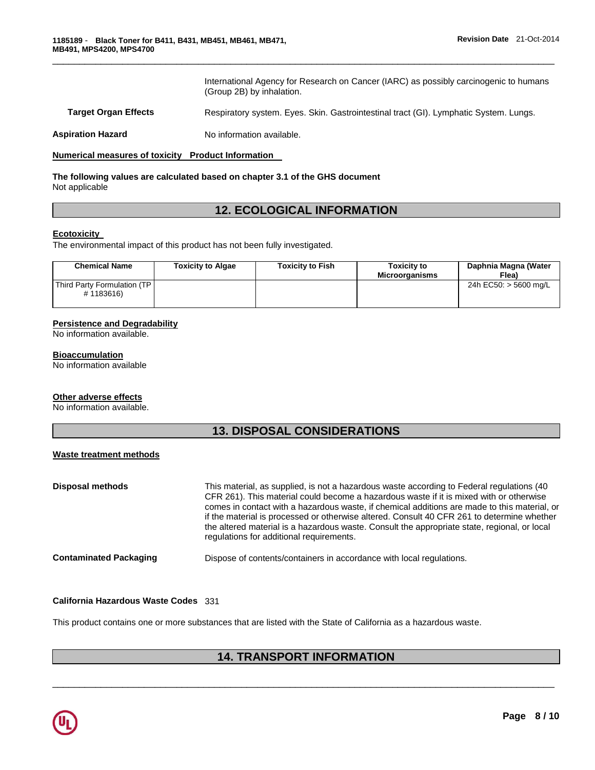International Agency for Research on Cancer (IARC) as possibly carcinogenic to humans (Group 2B) by inhalation.

**Target Organ Effects** Respiratory system. Eyes. Skin. Gastrointestinal tract (GI). Lymphatic System. Lungs.

**Aspiration Hazard** No information available.

**Numerical measures of toxicity Product Information**

**The following values are calculated based on chapter 3.1 of the GHS document**
Not applicable

## 12. ECOLOGICAL INFORMATION

**Ecotoxicity**
The environmental impact of this product has not been fully investigated.

| Chemical Name | Toxicity to Algae | Toxicity to Fish | Toxicity to Microorganisms | Daphnia Magna (Water Flea) |
|---|---|---|---|---|
| Third Party Formulation (TP # 1183616) | | | | 24h EC50: > 5600 mg/L |

**Persistence and Degradability**
No information available.

**Bioaccumulation**
No information available

**Other adverse effects**
No information available.

## 13. DISPOSAL CONSIDERATIONS

**Waste treatment methods**

**Disposal methods** This material, as supplied, is not a hazardous waste according to Federal regulations (40 CFR 261). This material could become a hazardous waste if it is mixed with or otherwise comes in contact with a hazardous waste, if chemical additions are made to this material, or if the material is processed or otherwise altered. Consult 40 CFR 261 to determine whether the altered material is a hazardous waste. Consult the appropriate state, regional, or local regulations for additional requirements.

**Contaminated Packaging** Dispose of contents/containers in accordance with local regulations.

**California Hazardous Waste Codes** 331

This product contains one or more substances that are listed with the State of California as a hazardous waste.

## 14. TRANSPORT INFORMATION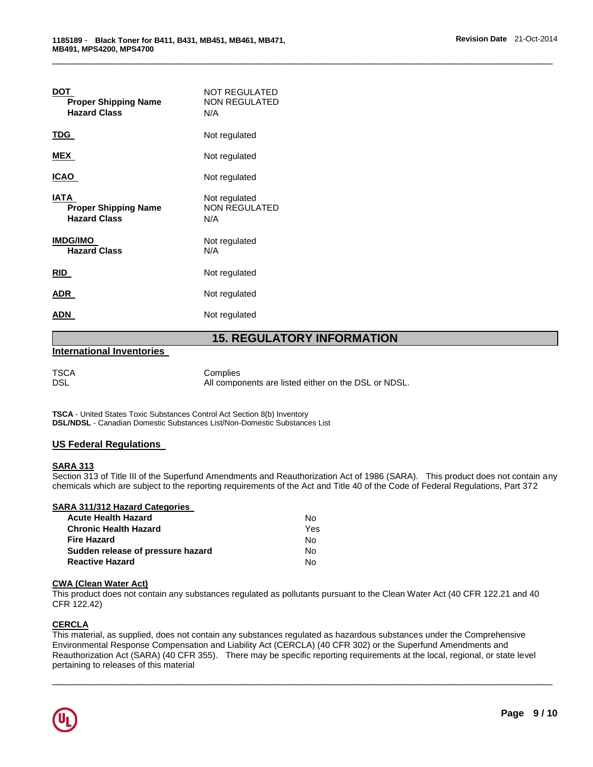**DOT**

| | |
|---|---|
| **Proper Shipping Name** | NOT REGULATED<br>NON REGULATED |
| **Hazard Class** | N/A |

| | |
|---|---|
| **TDG** | Not regulated |
| **MEX** | Not regulated |
| **ICAO** | Not regulated |

**IATA** Not regulated

| | |
|---|---|
| **Proper Shipping Name** | NON REGULATED |
| **Hazard Class** | N/A |

**IMDG/IMO** Not regulated

| | |
|---|---|
| **Hazard Class** | N/A |

| | |
|---|---|
| **RID** | Not regulated |
| **ADR** | Not regulated |
| **ADN** | Not regulated |

## 15. REGULATORY INFORMATION

### International Inventories

| | |
|---|---|
| TSCA | Complies |
| DSL | All components are listed either on the DSL or NDSL. |

**TSCA** - United States Toxic Substances Control Act Section 8(b) Inventory
**DSL/NDSL** - Canadian Domestic Substances List/Non-Domestic Substances List

### US Federal Regulations

**SARA 313**

Section 313 of Title III of the Superfund Amendments and Reauthorization Act of 1986 (SARA). This product does not contain any chemicals which are subject to the reporting requirements of the Act and Title 40 of the Code of Federal Regulations, Part 372

**SARA 311/312 Hazard Categories**

| | |
|---|---|
| **Acute Health Hazard** | No |
| **Chronic Health Hazard** | Yes |
| **Fire Hazard** | No |
| **Sudden release of pressure hazard** | No |
| **Reactive Hazard** | No |

**CWA (Clean Water Act)**

This product does not contain any substances regulated as pollutants pursuant to the Clean Water Act (40 CFR 122.21 and 40 CFR 122.42)

**CERCLA**

This material, as supplied, does not contain any substances regulated as hazardous substances under the Comprehensive Environmental Response Compensation and Liability Act (CERCLA) (40 CFR 302) or the Superfund Amendments and Reauthorization Act (SARA) (40 CFR 355). There may be specific reporting requirements at the local, regional, or state level pertaining to releases of this material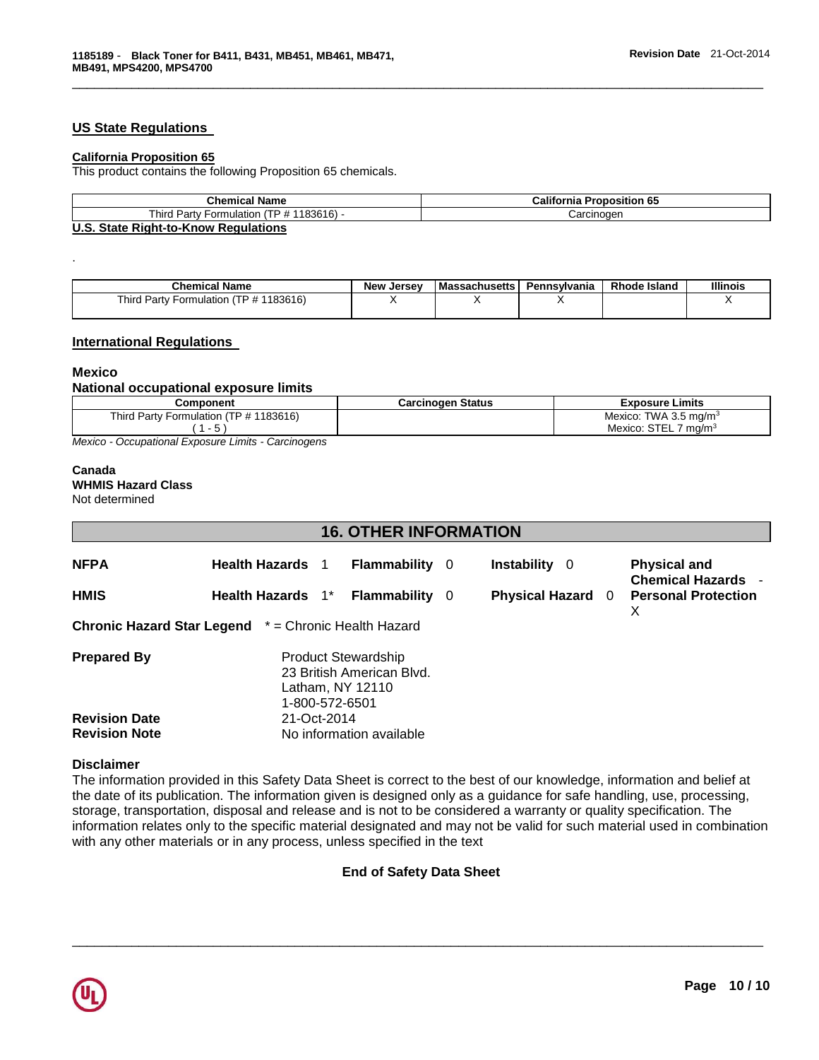## US State Regulations

### California Proposition 65

This product contains the following Proposition 65 chemicals.

| Chemical Name | California Proposition 65 |
| --- | --- |
| Third Party Formulation (TP # 1183616) - | Carcinogen |

### U.S. State Right-to-Know Regulations

.

| Chemical Name | New Jersey | Massachusetts | Pennsylvania | Rhode Island | Illinois |
| --- | --- | --- | --- | --- | --- |
| Third Party Formulation (TP # 1183616) | X | X | X | | X |

## International Regulations

### Mexico

### National occupational exposure limits

| Component | Carcinogen Status | Exposure Limits |
| --- | --- | --- |
| Third Party Formulation (TP # 1183616) ( 1 - 5 ) | | Mexico: TWA 3.5 mg/m$^3$ Mexico: STEL 7 mg/m$^3$ |

*Mexico - Occupational Exposure Limits - Carcinogens*

**Canada**
**WHMIS Hazard Class**
Not determined

## 16. OTHER INFORMATION

| | | | | |
| --- | --- | --- | --- | --- |
| **NFPA** | **Health Hazards** 1 | **Flammability** 0 | **Instability** 0 | **Physical and Chemical Hazards** - |
| **HMIS** | **Health Hazards** 1* | **Flammability** 0 | **Physical Hazard** 0 | **Personal Protection** X |

**Chronic Hazard Star Legend** * = Chronic Health Hazard

**Prepared By** Product Stewardship
23 British American Blvd.
Latham, NY 12110
1-800-572-6501

**Revision Date** 21-Oct-2014

**Revision Note** No information available

**Disclaimer**

The information provided in this Safety Data Sheet is correct to the best of our knowledge, information and belief at the date of its publication. The information given is designed only as a guidance for safe handling, use, processing, storage, transportation, disposal and release and is not to be considered a warranty or quality specification. The information relates only to the specific material designated and may not be valid for such material used in combination with any other materials or in any process, unless specified in the text

**End of Safety Data Sheet**